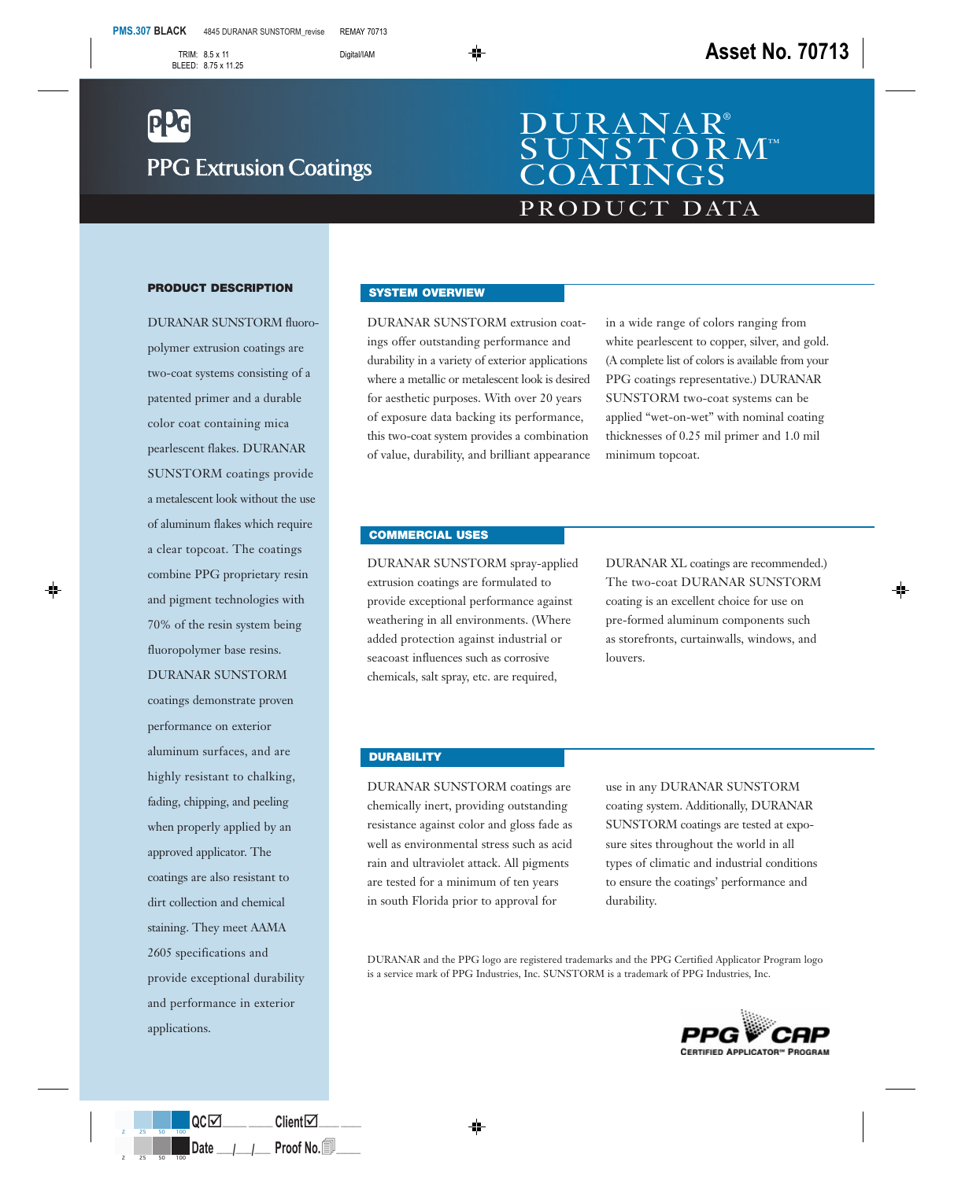PPG Extrusion Coatings

# DURANAR® SUNSTORM™ COATINGS

## PRODUCT DATA

### PRODUCT DESCRIPTION

DURANAR SUNSTORM fluoropolymer extrusion coatings are two-coat systems consisting of a patented primer and a durable color coat containing mica pearlescent flakes. DURANAR SUNSTORM coatings provide a metalescent look without the use of aluminum flakes which require a clear topcoat. The coatings combine PPG proprietary resin and pigment technologies with 70% of the resin system being fluoropolymer base resins. DURANAR SUNSTORM coatings demonstrate proven performance on exterior aluminum surfaces, and are highly resistant to chalking, fading, chipping, and peeling when properly applied by an approved applicator. The coatings are also resistant to dirt collection and chemical staining. They meet AAMA 2605 specifications and provide exceptional durability and performance in exterior applications.

### SYSTEM OVERVIEW

DURANAR SUNSTORM extrusion coatings offer outstanding performance and durability in a variety of exterior applications where a metallic or metalescent look is desired for aesthetic purposes. With over 20 years of exposure data backing its performance, this two-coat system provides a combination of value, durability, and brilliant appearance in a wide range of colors ranging from white pearlescent to copper, silver, and gold. (A complete list of colors is available from your PPG coatings representative.) DURANAR SUNSTORM two-coat systems can be applied "wet-on-wet" with nominal coating thicknesses of 0.25 mil primer and 1.0 mil minimum topcoat.

### COMMERCIAL USES

DURANAR SUNSTORM spray-applied extrusion coatings are formulated to provide exceptional performance against weathering in all environments. (Where added protection against industrial or seacoast influences such as corrosive chemicals, salt spray, etc. are required, DURANAR XL coatings are recommended.) The two-coat DURANAR SUNSTORM coating is an excellent choice for use on pre-formed aluminum components such as storefronts, curtainwalls, windows, and louvers.

### DURABILITY

DURANAR SUNSTORM coatings are chemically inert, providing outstanding resistance against color and gloss fade as well as environmental stress such as acid rain and ultraviolet attack. All pigments are tested for a minimum of ten years in south Florida prior to approval for use in any DURANAR SUNSTORM coating system. Additionally, DURANAR SUNSTORM coatings are tested at exposure sites throughout the world in all types of climatic and industrial conditions to ensure the coatings' performance and durability.

DURANAR and the PPG logo are registered trademarks and the PPG Certified Applicator Program logo is a service mark of PPG Industries, Inc. SUNSTORM is a trademark of PPG Industries, Inc.

PPG CAP
CERTIFIED APPLICATOR℠ PROGRAM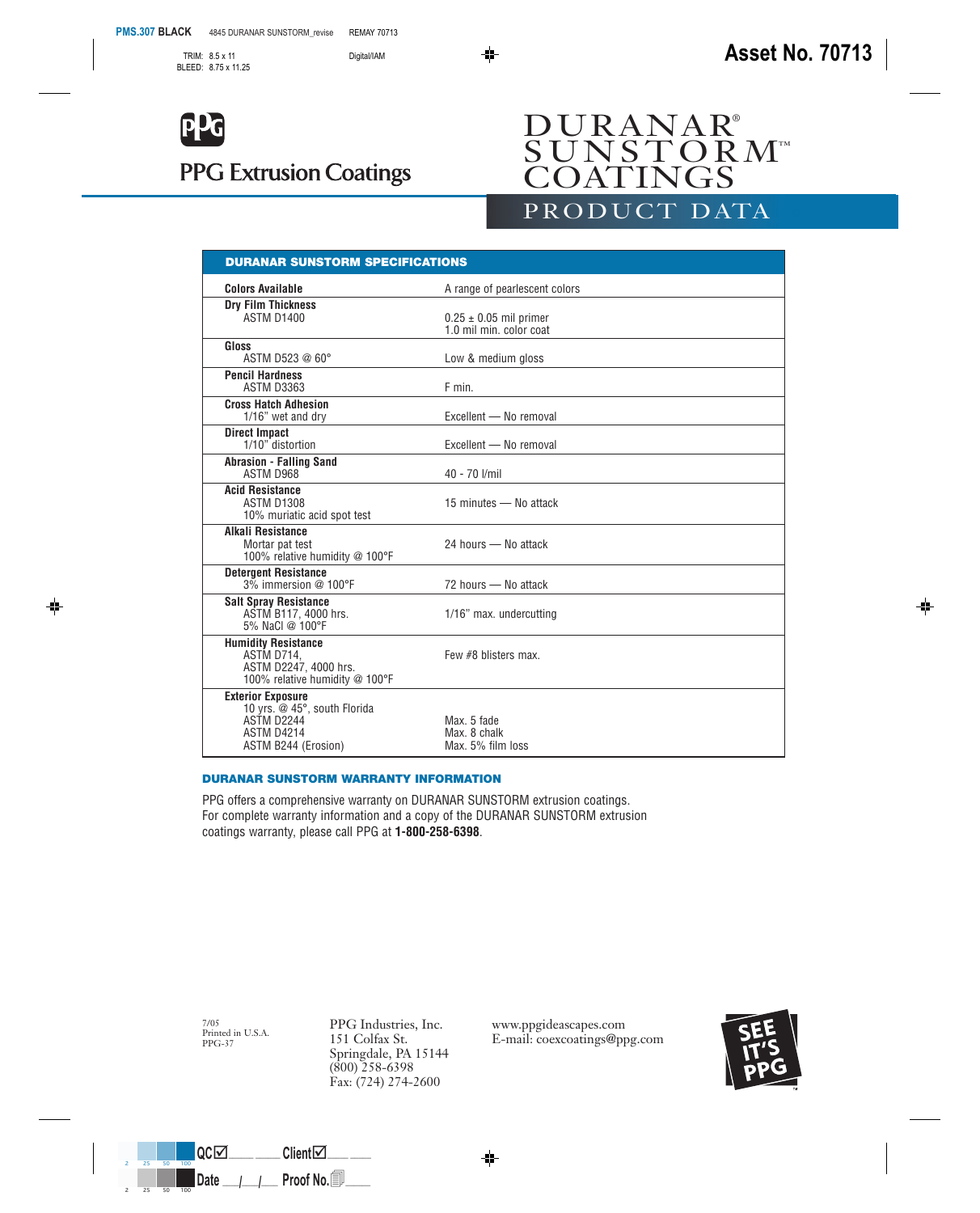PPG Extrusion Coatings

# DURANAR® SUNSTORM™ COATINGS

## PRODUCT DATA

| DURANAR SUNSTORM SPECIFICATIONS | |
|---|---|
| **Colors Available** | A range of pearlescent colors |
| **Dry Film Thickness**<br>ASTM D1400 | 0.25 ± 0.05 mil primer<br>1.0 mil min. color coat |
| **Gloss**<br>ASTM D523 @ 60° | Low & medium gloss |
| **Pencil Hardness**<br>ASTM D3363 | F min. |
| **Cross Hatch Adhesion**<br>1/16" wet and dry | Excellent — No removal |
| **Direct Impact**<br>1/10" distortion | Excellent — No removal |
| **Abrasion - Falling Sand**<br>ASTM D968 | 40 - 70 l/mil |
| **Acid Resistance**<br>ASTM D1308<br>10% muriatic acid spot test | 15 minutes — No attack |
| **Alkali Resistance**<br>Mortar pat test<br>100% relative humidity @ 100°F | 24 hours — No attack |
| **Detergent Resistance**<br>3% immersion @ 100°F | 72 hours — No attack |
| **Salt Spray Resistance**<br>ASTM B117, 4000 hrs.<br>5% NaCl @ 100°F | 1/16" max. undercutting |
| **Humidity Resistance**<br>ASTM D714,<br>ASTM D2247, 4000 hrs.<br>100% relative humidity @ 100°F | Few #8 blisters max. |
| **Exterior Exposure**<br>10 yrs. @ 45°, south Florida<br>ASTM D2244<br>ASTM D4214<br>ASTM B244 (Erosion) | <br><br>Max. 5 fade<br>Max. 8 chalk<br>Max. 5% film loss |

### DURANAR SUNSTORM WARRANTY INFORMATION

PPG offers a comprehensive warranty on DURANAR SUNSTORM extrusion coatings. For complete warranty information and a copy of the DURANAR SUNSTORM extrusion coatings warranty, please call PPG at **1-800-258-6398**.

7/05
Printed in U.S.A.
PPG-37

PPG Industries, Inc.
151 Colfax St.
Springdale, PA 15144
(800) 258-6398
Fax: (724) 274-2600

www.ppgideascapes.com
E-mail: coexcoatings@ppg.com

SEE IT'S PPG™